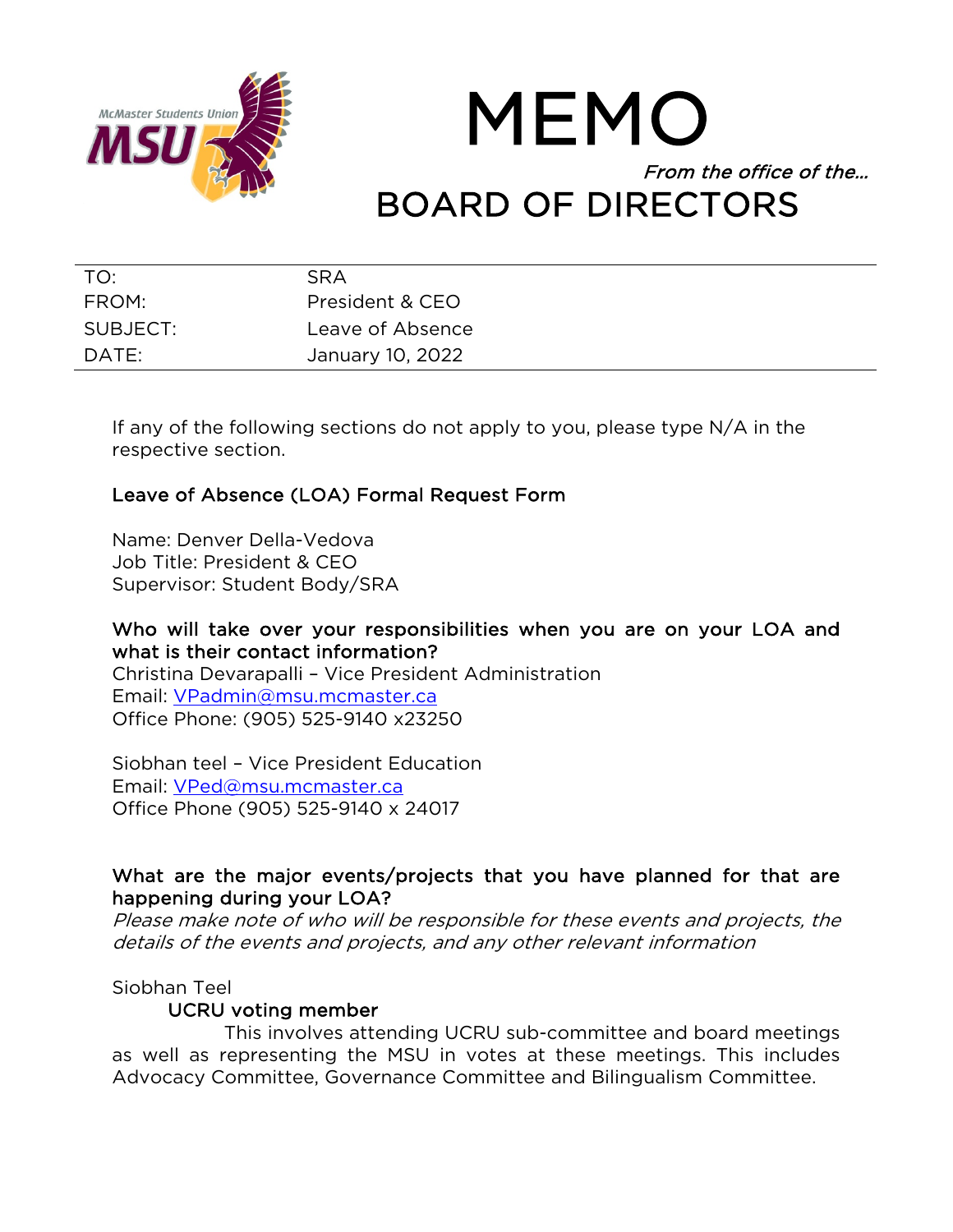McMaster Students Union MSU

# MEMO

*From the office of the…*

# BOARD OF DIRECTORS

| | |
|---|---|
| TO: | SRA |
| FROM: | President & CEO |
| SUBJECT: | Leave of Absence |
| DATE: | January 10, 2022 |

If any of the following sections do not apply to you, please type N/A in the respective section.

## Leave of Absence (LOA) Formal Request Form

Name: Denver Della-Vedova
Job Title: President & CEO
Supervisor: Student Body/SRA

### Who will take over your responsibilities when you are on your LOA and what is their contact information?

Christina Devarapalli – Vice President Administration
Email: VPadmin@msu.mcmaster.ca
Office Phone: (905) 525-9140 x23250

Siobhan teel – Vice President Education
Email: VPed@msu.mcmaster.ca
Office Phone (905) 525-9140 x 24017

### What are the major events/projects that you have planned for that are happening during your LOA?

*Please make note of who will be responsible for these events and projects, the details of the events and projects, and any other relevant information*

Siobhan Teel

UCRU voting member

This involves attending UCRU sub-committee and board meetings as well as representing the MSU in votes at these meetings. This includes Advocacy Committee, Governance Committee and Bilingualism Committee.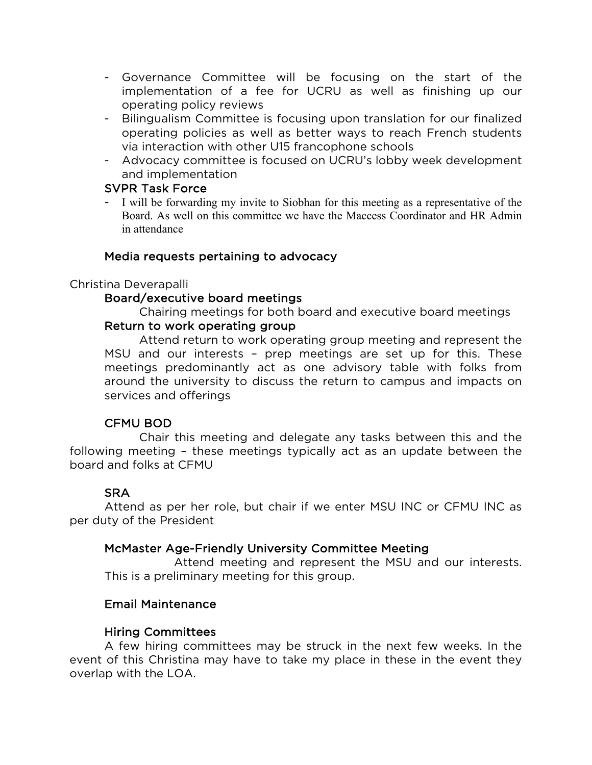- Governance Committee will be focusing on the start of the implementation of a fee for UCRU as well as finishing up our operating policy reviews
- Bilingualism Committee is focusing upon translation for our finalized operating policies as well as better ways to reach French students via interaction with other U15 francophone schools
- Advocacy committee is focused on UCRU's lobby week development and implementation

### SVPR Task Force

- I will be forwarding my invite to Siobhan for this meeting as a representative of the Board. As well on this committee we have the Maccess Coordinator and HR Admin in attendance

### Media requests pertaining to advocacy

Christina Deverapalli

### Board/executive board meetings

Chairing meetings for both board and executive board meetings

### Return to work operating group

Attend return to work operating group meeting and represent the MSU and our interests – prep meetings are set up for this. These meetings predominantly act as one advisory table with folks from around the university to discuss the return to campus and impacts on services and offerings

### CFMU BOD

Chair this meeting and delegate any tasks between this and the following meeting – these meetings typically act as an update between the board and folks at CFMU

### SRA

Attend as per her role, but chair if we enter MSU INC or CFMU INC as per duty of the President

### McMaster Age-Friendly University Committee Meeting

Attend meeting and represent the MSU and our interests. This is a preliminary meeting for this group.

### Email Maintenance

### Hiring Committees

A few hiring committees may be struck in the next few weeks. In the event of this Christina may have to take my place in these in the event they overlap with the LOA.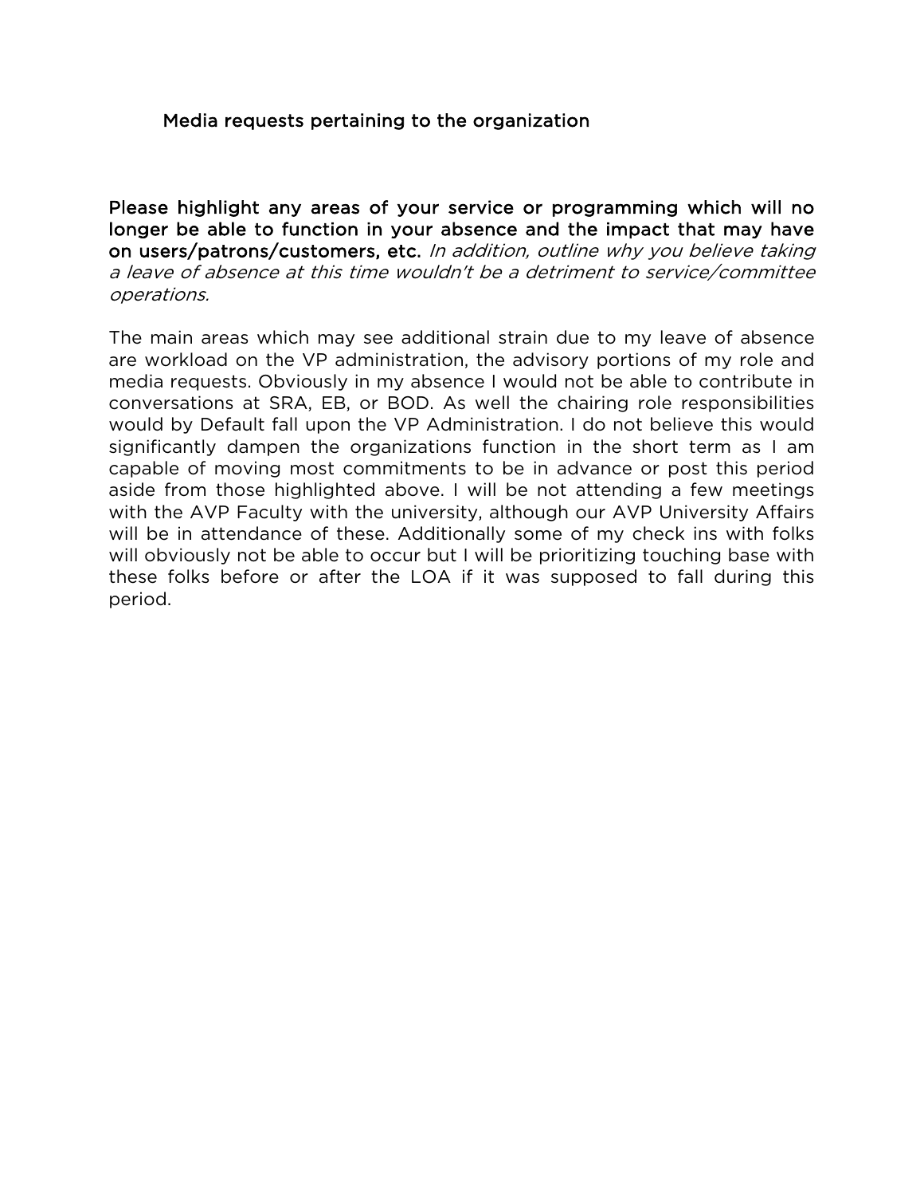Media requests pertaining to the organization

**Please highlight any areas of your service or programming which will no longer be able to function in your absence and the impact that may have on users/patrons/customers, etc.** *In addition, outline why you believe taking a leave of absence at this time wouldn't be a detriment to service/committee operations.*

The main areas which may see additional strain due to my leave of absence are workload on the VP administration, the advisory portions of my role and media requests. Obviously in my absence I would not be able to contribute in conversations at SRA, EB, or BOD. As well the chairing role responsibilities would by Default fall upon the VP Administration. I do not believe this would significantly dampen the organizations function in the short term as I am capable of moving most commitments to be in advance or post this period aside from those highlighted above. I will be not attending a few meetings with the AVP Faculty with the university, although our AVP University Affairs will be in attendance of these. Additionally some of my check ins with folks will obviously not be able to occur but I will be prioritizing touching base with these folks before or after the LOA if it was supposed to fall during this period.